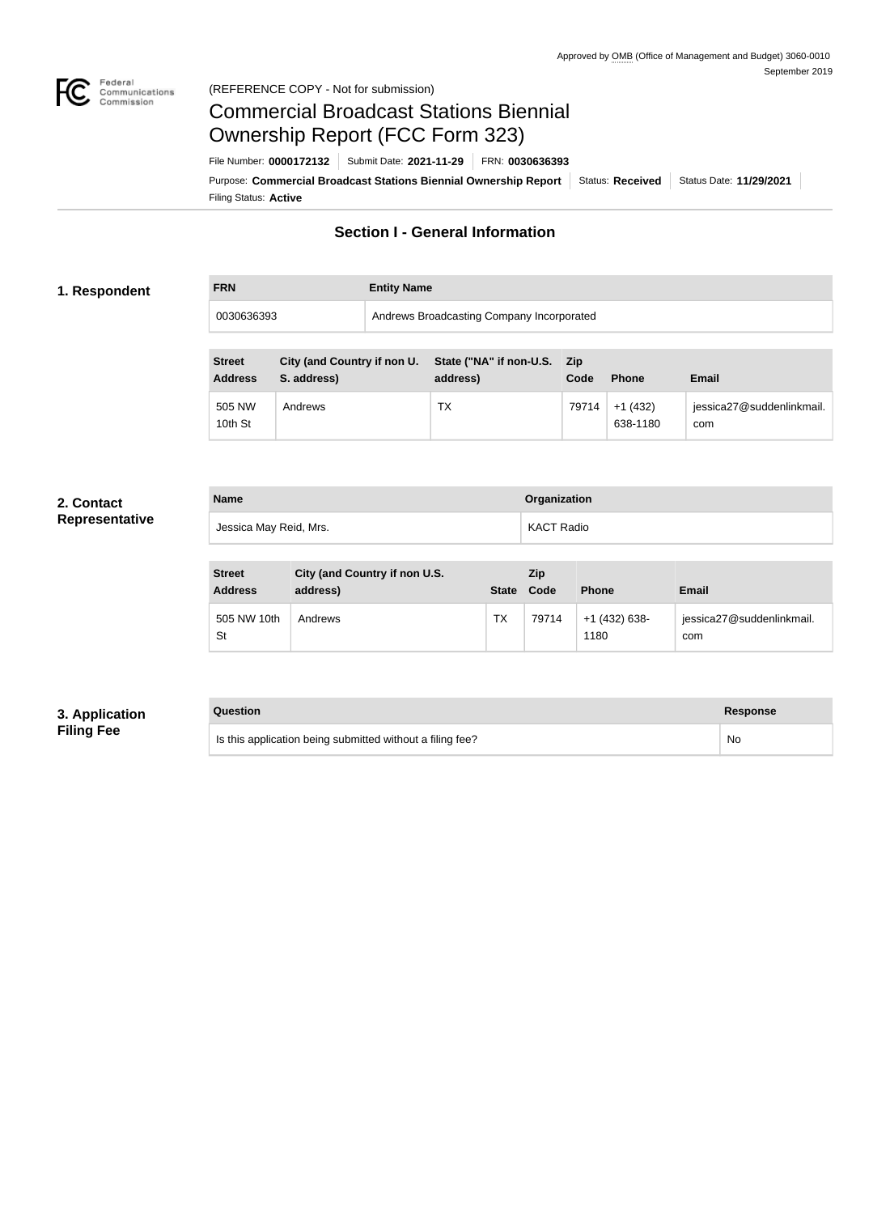Approved by OMB (Office of Management and Budget) 3060-0010
September 2019

(REFERENCE COPY - Not for submission)

# Commercial Broadcast Stations Biennial Ownership Report (FCC Form 323)

File Number: **0000172132** | Submit Date: **2021-11-29** | FRN: **0030636393**

Purpose: **Commercial Broadcast Stations Biennial Ownership Report** | Status: **Received** | Status Date: **11/29/2021**

Filing Status: **Active**

## Section I - General Information

### 1. Respondent

| FRN | Entity Name |
| --- | --- |
| 0030636393 | Andrews Broadcasting Company Incorporated |

| Street Address | City (and Country if non U. S. address) | State ("NA" if non-U.S. address) | Zip Code | Phone | Email |
| --- | --- | --- | --- | --- | --- |
| 505 NW 10th St | Andrews | TX | 79714 | +1 (432) 638-1180 | jessica27@suddenlinkmail.com |

### 2. Contact Representative

| Name | Organization |
| --- | --- |
| Jessica May Reid, Mrs. | KACT Radio |

| Street Address | City (and Country if non U.S. address) | State | Zip Code | Phone | Email |
| --- | --- | --- | --- | --- | --- |
| 505 NW 10th St | Andrews | TX | 79714 | +1 (432) 638-1180 | jessica27@suddenlinkmail.com |

### 3. Application Filing Fee

| Question | Response |
| --- | --- |
| Is this application being submitted without a filing fee? | No |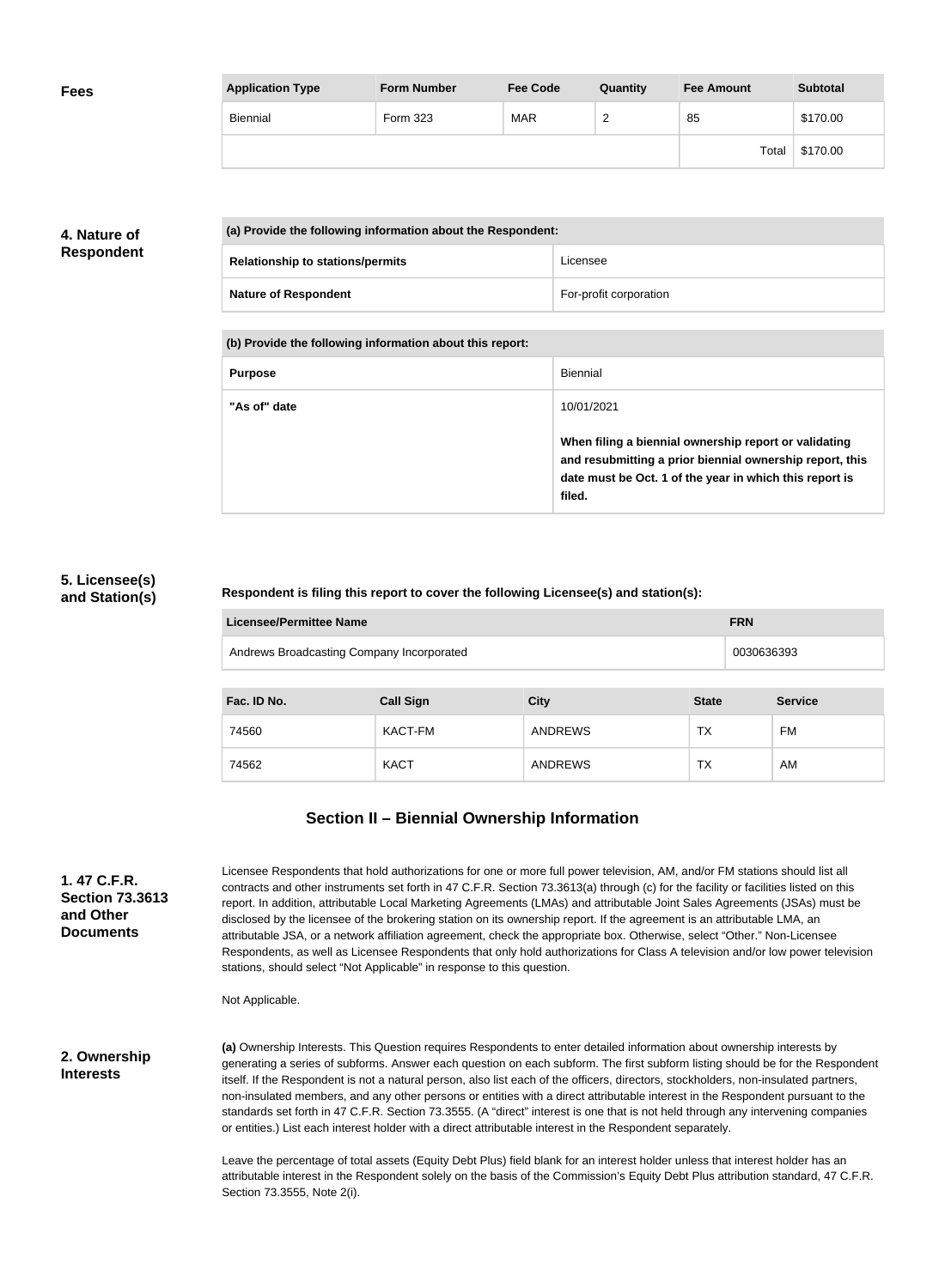**Fees**

| Application Type | Form Number | Fee Code | Quantity | Fee Amount | Subtotal |
|---|---|---|---|---|---|
| Biennial | Form 323 | MAR | 2 | 85 | $170.00 |
| | | | | Total | $170.00 |

**4. Nature of Respondent**

| (a) Provide the following information about the Respondent: | |
|---|---|
| Relationship to stations/permits | Licensee |
| Nature of Respondent | For-profit corporation |

| (b) Provide the following information about this report: | |
|---|---|
| Purpose | Biennial |
| "As of" date | 10/01/2021<br><br>**When filing a biennial ownership report or validating and resubmitting a prior biennial ownership report, this date must be Oct. 1 of the year in which this report is filed.** |

**5. Licensee(s) and Station(s)**

**Respondent is filing this report to cover the following Licensee(s) and station(s):**

| Licensee/Permittee Name | FRN |
|---|---|
| Andrews Broadcasting Company Incorporated | 0030636393 |

| Fac. ID No. | Call Sign | City | State | Service |
|---|---|---|---|---|
| 74560 | KACT-FM | ANDREWS | TX | FM |
| 74562 | KACT | ANDREWS | TX | AM |

## Section II – Biennial Ownership Information

**1. 47 C.F.R. Section 73.3613 and Other Documents**

Licensee Respondents that hold authorizations for one or more full power television, AM, and/or FM stations should list all contracts and other instruments set forth in 47 C.F.R. Section 73.3613(a) through (c) for the facility or facilities listed on this report. In addition, attributable Local Marketing Agreements (LMAs) and attributable Joint Sales Agreements (JSAs) must be disclosed by the licensee of the brokering station on its ownership report. If the agreement is an attributable LMA, an attributable JSA, or a network affiliation agreement, check the appropriate box. Otherwise, select "Other." Non-Licensee Respondents, as well as Licensee Respondents that only hold authorizations for Class A television and/or low power television stations, should select "Not Applicable" in response to this question.

Not Applicable.

**2. Ownership Interests**

**(a)** Ownership Interests. This Question requires Respondents to enter detailed information about ownership interests by generating a series of subforms. Answer each question on each subform. The first subform listing should be for the Respondent itself. If the Respondent is not a natural person, also list each of the officers, directors, stockholders, non-insulated partners, non-insulated members, and any other persons or entities with a direct attributable interest in the Respondent pursuant to the standards set forth in 47 C.F.R. Section 73.3555. (A "direct" interest is one that is not held through any intervening companies or entities.) List each interest holder with a direct attributable interest in the Respondent separately.

Leave the percentage of total assets (Equity Debt Plus) field blank for an interest holder unless that interest holder has an attributable interest in the Respondent solely on the basis of the Commission's Equity Debt Plus attribution standard, 47 C.F.R. Section 73.3555, Note 2(i).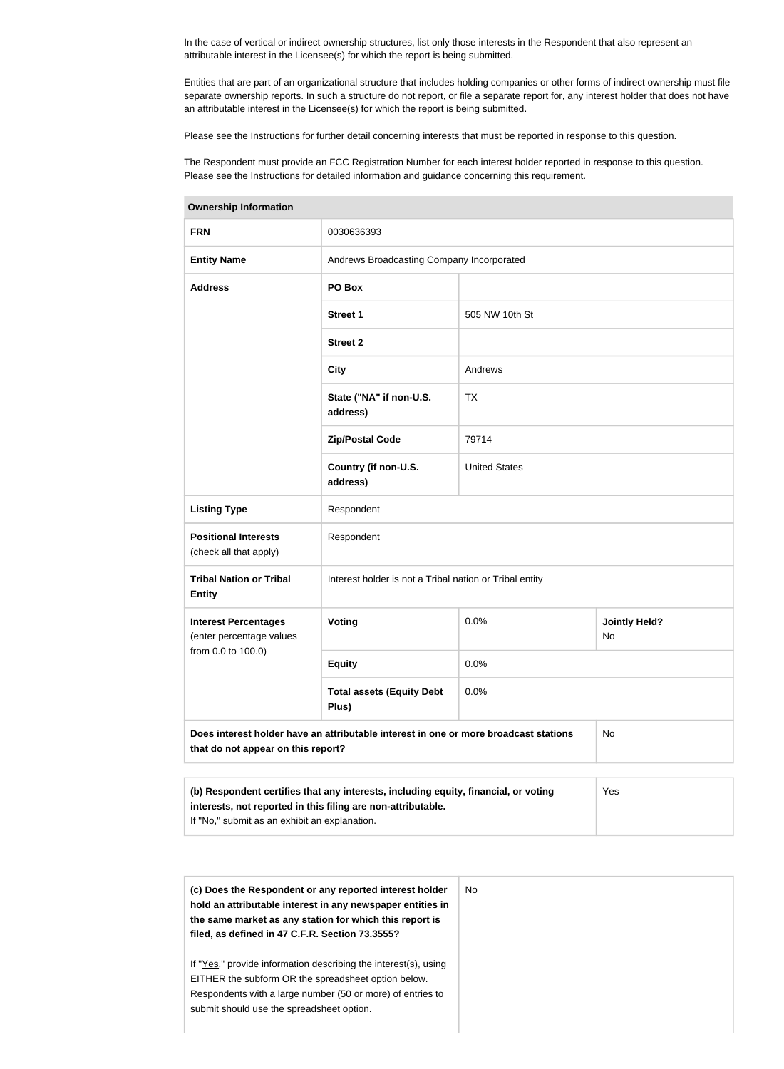In the case of vertical or indirect ownership structures, list only those interests in the Respondent that also represent an attributable interest in the Licensee(s) for which the report is being submitted.

Entities that are part of an organizational structure that includes holding companies or other forms of indirect ownership must file separate ownership reports. In such a structure do not report, or file a separate report for, any interest holder that does not have an attributable interest in the Licensee(s) for which the report is being submitted.

Please see the Instructions for further detail concerning interests that must be reported in response to this question.

The Respondent must provide an FCC Registration Number for each interest holder reported in response to this question. Please see the Instructions for detailed information and guidance concerning this requirement.

| **Ownership Information** | | | |
|---|---|---|---|
| **FRN** | 0030636393 | | |
| **Entity Name** | Andrews Broadcasting Company Incorporated | | |
| **Address** | **PO Box** | | |
| | **Street 1** | 505 NW 10th St | |
| | **Street 2** | | |
| | **City** | Andrews | |
| | **State ("NA" if non-U.S. address)** | TX | |
| | **Zip/Postal Code** | 79714 | |
| | **Country (if non-U.S. address)** | United States | |
| **Listing Type** | Respondent | | |
| **Positional Interests** (check all that apply) | Respondent | | |
| **Tribal Nation or Tribal Entity** | Interest holder is not a Tribal nation or Tribal entity | | |
| **Interest Percentages** (enter percentage values from 0.0 to 100.0) | **Voting** | 0.0% | **Jointly Held?** No |
| | **Equity** | 0.0% | |
| | **Total assets (Equity Debt Plus)** | 0.0% | |
| **Does interest holder have an attributable interest in one or more broadcast stations that do not appear on this report?** | | | No |

| | |
|---|---|
| **(b) Respondent certifies that any interests, including equity, financial, or voting interests, not reported in this filing are non-attributable.** If "No," submit as an exhibit an explanation. | Yes |

| | |
|---|---|
| **(c) Does the Respondent or any reported interest holder hold an attributable interest in any newspaper entities in the same market as any station for which this report is filed, as defined in 47 C.F.R. Section 73.3555?**<br><br>If "Yes," provide information describing the interest(s), using EITHER the subform OR the spreadsheet option below. Respondents with a large number (50 or more) of entries to submit should use the spreadsheet option. | No |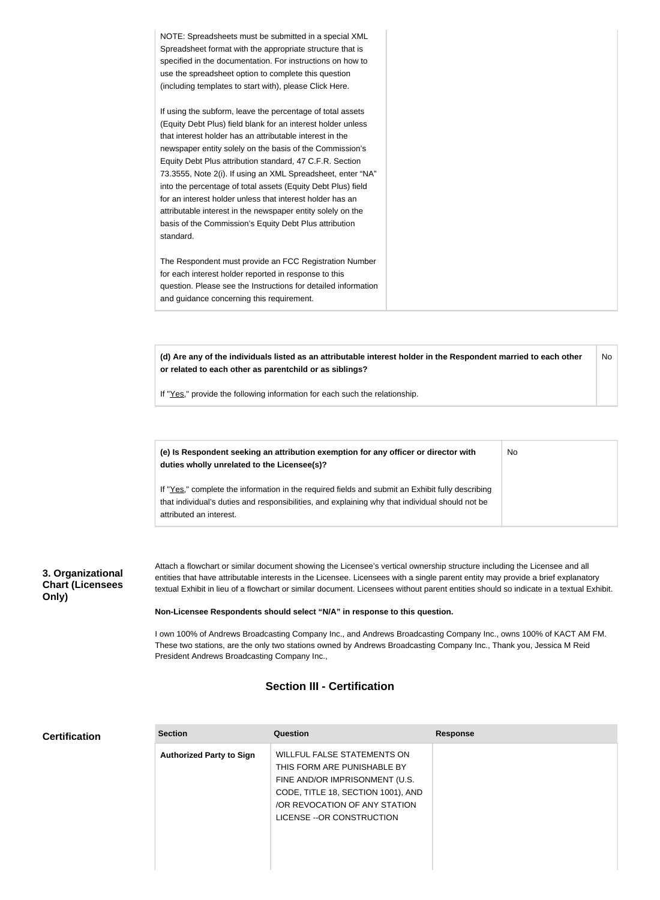| NOTE: Spreadsheets must be submitted in a special XML Spreadsheet format with the appropriate structure that is specified in the documentation. For instructions on how to use the spreadsheet option to complete this question (including templates to start with), please Click Here.<br><br>If using the subform, leave the percentage of total assets (Equity Debt Plus) field blank for an interest holder unless that interest holder has an attributable interest in the newspaper entity solely on the basis of the Commission's Equity Debt Plus attribution standard, 47 C.F.R. Section 73.3555, Note 2(i). If using an XML Spreadsheet, enter "NA" into the percentage of total assets (Equity Debt Plus) field for an interest holder unless that interest holder has an attributable interest in the newspaper entity solely on the basis of the Commission's Equity Debt Plus attribution standard.<br><br>The Respondent must provide an FCC Registration Number for each interest holder reported in response to this question. Please see the Instructions for detailed information and guidance concerning this requirement. | |
|---|---|

| **(d) Are any of the individuals listed as an attributable interest holder in the Respondent married to each other or related to each other as parentchild or as siblings?**<br><br>If "Yes," provide the following information for each such the relationship. | No |
|---|---|

| **(e) Is Respondent seeking an attribution exemption for any officer or director with duties wholly unrelated to the Licensee(s)?**<br><br>If "Yes," complete the information in the required fields and submit an Exhibit fully describing that individual's duties and responsibilities, and explaining why that individual should not be attributed an interest. | No |
|---|---|

### 3. Organizational Chart (Licensees Only)

Attach a flowchart or similar document showing the Licensee's vertical ownership structure including the Licensee and all entities that have attributable interests in the Licensee. Licensees with a single parent entity may provide a brief explanatory textual Exhibit in lieu of a flowchart or similar document. Licensees without parent entities should so indicate in a textual Exhibit.

**Non-Licensee Respondents should select "N/A" in response to this question.**

I own 100% of Andrews Broadcasting Company Inc., and Andrews Broadcasting Company Inc., owns 100% of KACT AM FM. These two stations, are the only two stations owned by Andrews Broadcasting Company Inc., Thank you, Jessica M Reid President Andrews Broadcasting Company Inc.,

## Section III - Certification

### Certification

| Section | Question | Response |
|---|---|---|
| **Authorized Party to Sign** | WILLFUL FALSE STATEMENTS ON THIS FORM ARE PUNISHABLE BY FINE AND/OR IMPRISONMENT (U.S. CODE, TITLE 18, SECTION 1001), AND /OR REVOCATION OF ANY STATION LICENSE --OR CONSTRUCTION | |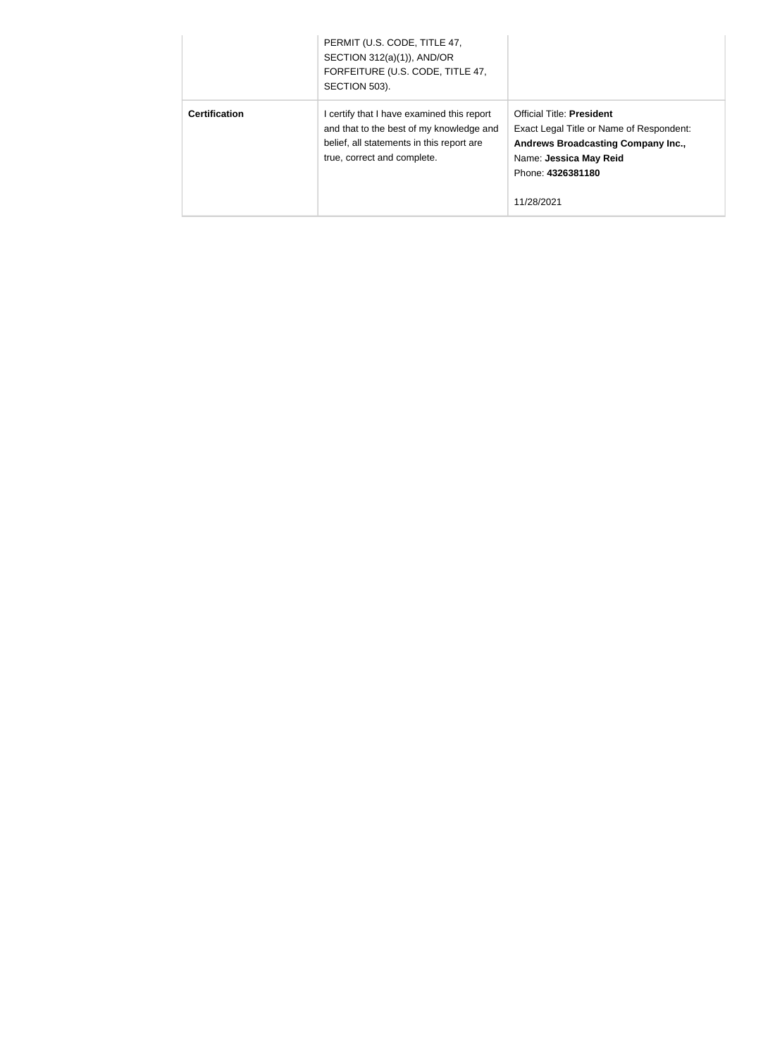| | | |
|---|---|---|
| | PERMIT (U.S. CODE, TITLE 47, SECTION 312(a)(1)), AND/OR FORFEITURE (U.S. CODE, TITLE 47, SECTION 503). | |
| **Certification** | I certify that I have examined this report and that to the best of my knowledge and belief, all statements in this report are true, correct and complete. | Official Title: **President**<br>Exact Legal Title or Name of Respondent: **Andrews Broadcasting Company Inc.,**<br>Name: **Jessica May Reid**<br>Phone: **4326381180**<br><br>11/28/2021 |